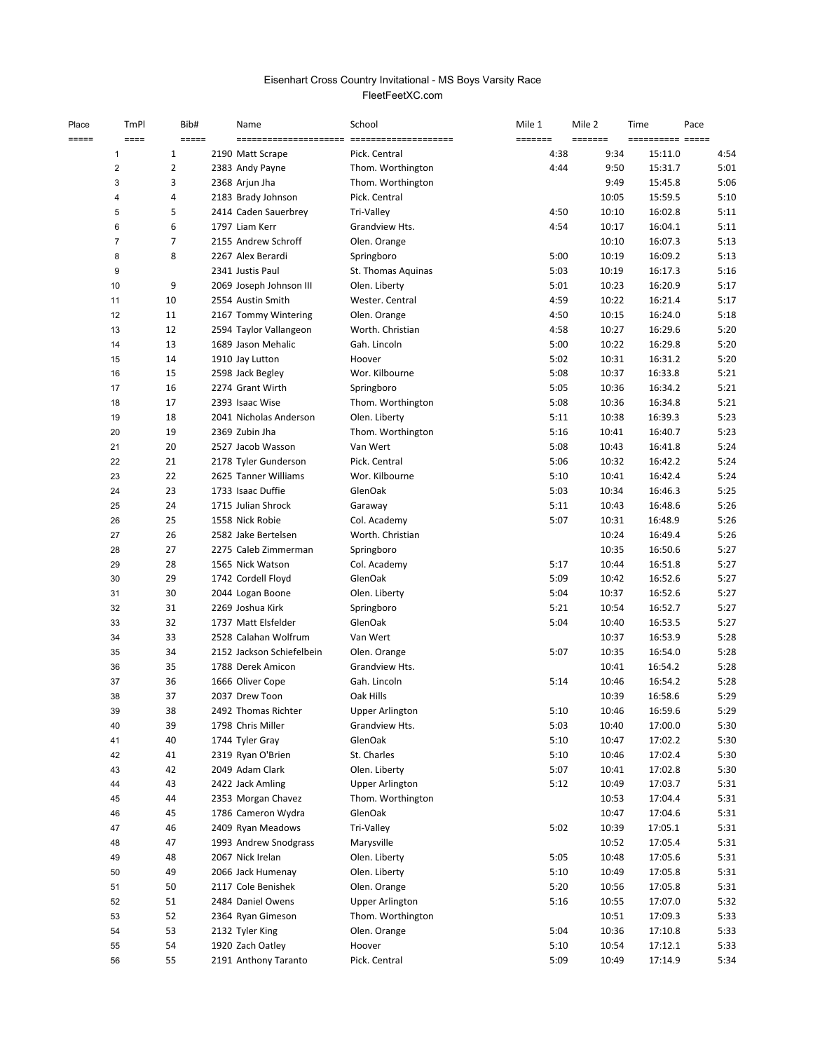# Eisenhart Cross Country Invitational - MS Boys Varsity Race

FleetFeetXC.com

| Place | TmPl | Bib# | Name | School | Mile 1 | Mile 2 | Time | Pace |
|---|---|---|---|---|---|---|---|---|
| 1 | 1 | 2190 | Matt Scrape | Pick. Central | 4:38 | 9:34 | 15:11.0 | 4:54 |
| 2 | 2 | 2383 | Andy Payne | Thom. Worthington | 4:44 | 9:50 | 15:31.7 | 5:01 |
| 3 | 3 | 2368 | Arjun Jha | Thom. Worthington | | 9:49 | 15:45.8 | 5:06 |
| 4 | 4 | 2183 | Brady Johnson | Pick. Central | | 10:05 | 15:59.5 | 5:10 |
| 5 | 5 | 2414 | Caden Sauerbrey | Tri-Valley | 4:50 | 10:10 | 16:02.8 | 5:11 |
| 6 | 6 | 1797 | Liam Kerr | Grandview Hts. | 4:54 | 10:17 | 16:04.1 | 5:11 |
| 7 | 7 | 2155 | Andrew Schroff | Olen. Orange | | 10:10 | 16:07.3 | 5:13 |
| 8 | 8 | 2267 | Alex Berardi | Springboro | 5:00 | 10:19 | 16:09.2 | 5:13 |
| 9 | | 2341 | Justis Paul | St. Thomas Aquinas | 5:03 | 10:19 | 16:17.3 | 5:16 |
| 10 | 9 | 2069 | Joseph Johnson III | Olen. Liberty | 5:01 | 10:23 | 16:20.9 | 5:17 |
| 11 | 10 | 2554 | Austin Smith | Wester. Central | 4:59 | 10:22 | 16:21.4 | 5:17 |
| 12 | 11 | 2167 | Tommy Wintering | Olen. Orange | 4:50 | 10:15 | 16:24.0 | 5:18 |
| 13 | 12 | 2594 | Taylor Vallangeon | Worth. Christian | 4:58 | 10:27 | 16:29.6 | 5:20 |
| 14 | 13 | 1689 | Jason Mehalic | Gah. Lincoln | 5:00 | 10:22 | 16:29.8 | 5:20 |
| 15 | 14 | 1910 | Jay Lutton | Hoover | 5:02 | 10:31 | 16:31.2 | 5:20 |
| 16 | 15 | 2598 | Jack Begley | Wor. Kilbourne | 5:08 | 10:37 | 16:33.8 | 5:21 |
| 17 | 16 | 2274 | Grant Wirth | Springboro | 5:05 | 10:36 | 16:34.2 | 5:21 |
| 18 | 17 | 2393 | Isaac Wise | Thom. Worthington | 5:08 | 10:36 | 16:34.8 | 5:21 |
| 19 | 18 | 2041 | Nicholas Anderson | Olen. Liberty | 5:11 | 10:38 | 16:39.3 | 5:23 |
| 20 | 19 | 2369 | Zubin Jha | Thom. Worthington | 5:16 | 10:41 | 16:40.7 | 5:23 |
| 21 | 20 | 2527 | Jacob Wasson | Van Wert | 5:08 | 10:43 | 16:41.8 | 5:24 |
| 22 | 21 | 2178 | Tyler Gunderson | Pick. Central | 5:06 | 10:32 | 16:42.2 | 5:24 |
| 23 | 22 | 2625 | Tanner Williams | Wor. Kilbourne | 5:10 | 10:41 | 16:42.4 | 5:24 |
| 24 | 23 | 1733 | Isaac Duffie | GlenOak | 5:03 | 10:34 | 16:46.3 | 5:25 |
| 25 | 24 | 1715 | Julian Shrock | Garaway | 5:11 | 10:43 | 16:48.6 | 5:26 |
| 26 | 25 | 1558 | Nick Robie | Col. Academy | 5:07 | 10:31 | 16:48.9 | 5:26 |
| 27 | 26 | 2582 | Jake Bertelsen | Worth. Christian | | 10:24 | 16:49.4 | 5:26 |
| 28 | 27 | 2275 | Caleb Zimmerman | Springboro | | 10:35 | 16:50.6 | 5:27 |
| 29 | 28 | 1565 | Nick Watson | Col. Academy | 5:17 | 10:44 | 16:51.8 | 5:27 |
| 30 | 29 | 1742 | Cordell Floyd | GlenOak | 5:09 | 10:42 | 16:52.6 | 5:27 |
| 31 | 30 | 2044 | Logan Boone | Olen. Liberty | 5:04 | 10:37 | 16:52.6 | 5:27 |
| 32 | 31 | 2269 | Joshua Kirk | Springboro | 5:21 | 10:54 | 16:52.7 | 5:27 |
| 33 | 32 | 1737 | Matt Elsfelder | GlenOak | 5:04 | 10:40 | 16:53.5 | 5:27 |
| 34 | 33 | 2528 | Calahan Wolfrum | Van Wert | | 10:37 | 16:53.9 | 5:28 |
| 35 | 34 | 2152 | Jackson Schiefelbein | Olen. Orange | 5:07 | 10:35 | 16:54.0 | 5:28 |
| 36 | 35 | 1788 | Derek Amicon | Grandview Hts. | | 10:41 | 16:54.2 | 5:28 |
| 37 | 36 | 1666 | Oliver Cope | Gah. Lincoln | 5:14 | 10:46 | 16:54.2 | 5:28 |
| 38 | 37 | 2037 | Drew Toon | Oak Hills | | 10:39 | 16:58.6 | 5:29 |
| 39 | 38 | 2492 | Thomas Richter | Upper Arlington | 5:10 | 10:46 | 16:59.6 | 5:29 |
| 40 | 39 | 1798 | Chris Miller | Grandview Hts. | 5:03 | 10:40 | 17:00.0 | 5:30 |
| 41 | 40 | 1744 | Tyler Gray | GlenOak | 5:10 | 10:47 | 17:02.2 | 5:30 |
| 42 | 41 | 2319 | Ryan O'Brien | St. Charles | 5:10 | 10:46 | 17:02.4 | 5:30 |
| 43 | 42 | 2049 | Adam Clark | Olen. Liberty | 5:07 | 10:41 | 17:02.8 | 5:30 |
| 44 | 43 | 2422 | Jack Amling | Upper Arlington | 5:12 | 10:49 | 17:03.7 | 5:31 |
| 45 | 44 | 2353 | Morgan Chavez | Thom. Worthington | | 10:53 | 17:04.4 | 5:31 |
| 46 | 45 | 1786 | Cameron Wydra | GlenOak | | 10:47 | 17:04.6 | 5:31 |
| 47 | 46 | 2409 | Ryan Meadows | Tri-Valley | 5:02 | 10:39 | 17:05.1 | 5:31 |
| 48 | 47 | 1993 | Andrew Snodgrass | Marysville | | 10:52 | 17:05.4 | 5:31 |
| 49 | 48 | 2067 | Nick Irelan | Olen. Liberty | 5:05 | 10:48 | 17:05.6 | 5:31 |
| 50 | 49 | 2066 | Jack Humenay | Olen. Liberty | 5:10 | 10:49 | 17:05.8 | 5:31 |
| 51 | 50 | 2117 | Cole Benishek | Olen. Orange | 5:20 | 10:56 | 17:05.8 | 5:31 |
| 52 | 51 | 2484 | Daniel Owens | Upper Arlington | 5:16 | 10:55 | 17:07.0 | 5:32 |
| 53 | 52 | 2364 | Ryan Gimeson | Thom. Worthington | | 10:51 | 17:09.3 | 5:33 |
| 54 | 53 | 2132 | Tyler King | Olen. Orange | 5:04 | 10:36 | 17:10.8 | 5:33 |
| 55 | 54 | 1920 | Zach Oatley | Hoover | 5:10 | 10:54 | 17:12.1 | 5:33 |
| 56 | 55 | 2191 | Anthony Taranto | Pick. Central | 5:09 | 10:49 | 17:14.9 | 5:34 |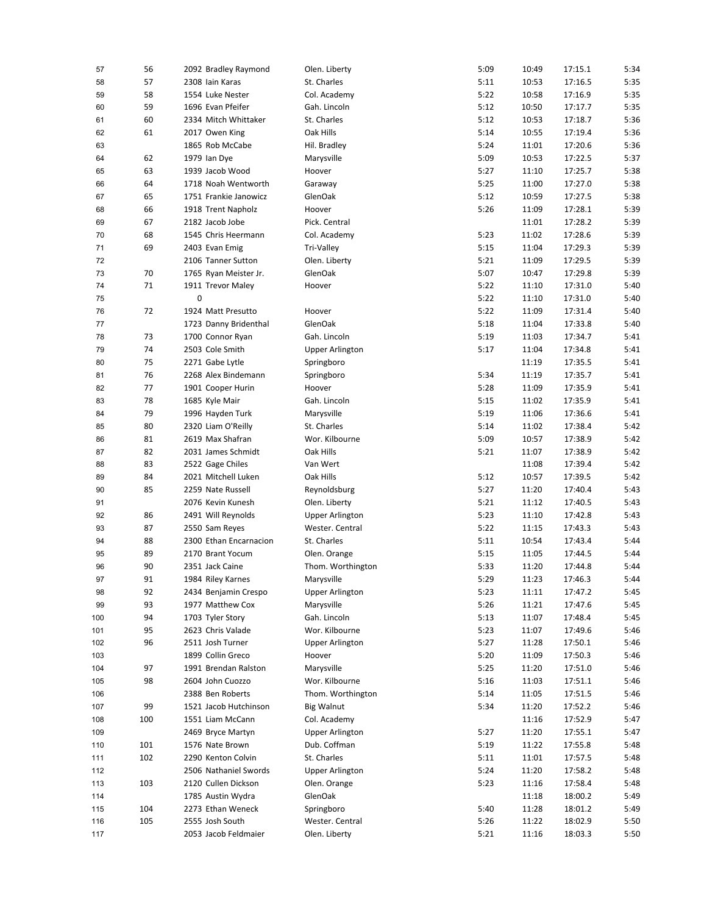| | | | | | | | |
|---|---|---|---|---|---|---|---|
| 57 | 56 | 2092 Bradley Raymond | Olen. Liberty | 5:09 | 10:49 | 17:15.1 | 5:34 |
| 58 | 57 | 2308 Iain Karas | St. Charles | 5:11 | 10:53 | 17:16.5 | 5:35 |
| 59 | 58 | 1554 Luke Nester | Col. Academy | 5:22 | 10:58 | 17:16.9 | 5:35 |
| 60 | 59 | 1696 Evan Pfeifer | Gah. Lincoln | 5:12 | 10:50 | 17:17.7 | 5:35 |
| 61 | 60 | 2334 Mitch Whittaker | St. Charles | 5:12 | 10:53 | 17:18.7 | 5:36 |
| 62 | 61 | 2017 Owen King | Oak Hills | 5:14 | 10:55 | 17:19.4 | 5:36 |
| 63 | | 1865 Rob McCabe | Hil. Bradley | 5:24 | 11:01 | 17:20.6 | 5:36 |
| 64 | 62 | 1979 Ian Dye | Marysville | 5:09 | 10:53 | 17:22.5 | 5:37 |
| 65 | 63 | 1939 Jacob Wood | Hoover | 5:27 | 11:10 | 17:25.7 | 5:38 |
| 66 | 64 | 1718 Noah Wentworth | Garaway | 5:25 | 11:00 | 17:27.0 | 5:38 |
| 67 | 65 | 1751 Frankie Janowicz | GlenOak | 5:12 | 10:59 | 17:27.5 | 5:38 |
| 68 | 66 | 1918 Trent Napholz | Hoover | 5:26 | 11:09 | 17:28.1 | 5:39 |
| 69 | 67 | 2182 Jacob Jobe | Pick. Central | | 11:01 | 17:28.2 | 5:39 |
| 70 | 68 | 1545 Chris Heermann | Col. Academy | 5:23 | 11:02 | 17:28.6 | 5:39 |
| 71 | 69 | 2403 Evan Emig | Tri-Valley | 5:15 | 11:04 | 17:29.3 | 5:39 |
| 72 | | 2106 Tanner Sutton | Olen. Liberty | 5:21 | 11:09 | 17:29.5 | 5:39 |
| 73 | 70 | 1765 Ryan Meister Jr. | GlenOak | 5:07 | 10:47 | 17:29.8 | 5:39 |
| 74 | 71 | 1911 Trevor Maley | Hoover | 5:22 | 11:10 | 17:31.0 | 5:40 |
| 75 | | 0 | | 5:22 | 11:10 | 17:31.0 | 5:40 |
| 76 | 72 | 1924 Matt Presutto | Hoover | 5:22 | 11:09 | 17:31.4 | 5:40 |
| 77 | | 1723 Danny Bridenthal | GlenOak | 5:18 | 11:04 | 17:33.8 | 5:40 |
| 78 | 73 | 1700 Connor Ryan | Gah. Lincoln | 5:19 | 11:03 | 17:34.7 | 5:41 |
| 79 | 74 | 2503 Cole Smith | Upper Arlington | 5:17 | 11:04 | 17:34.8 | 5:41 |
| 80 | 75 | 2271 Gabe Lytle | Springboro | | 11:19 | 17:35.5 | 5:41 |
| 81 | 76 | 2268 Alex Bindemann | Springboro | 5:34 | 11:19 | 17:35.7 | 5:41 |
| 82 | 77 | 1901 Cooper Hurin | Hoover | 5:28 | 11:09 | 17:35.9 | 5:41 |
| 83 | 78 | 1685 Kyle Mair | Gah. Lincoln | 5:15 | 11:02 | 17:35.9 | 5:41 |
| 84 | 79 | 1996 Hayden Turk | Marysville | 5:19 | 11:06 | 17:36.6 | 5:41 |
| 85 | 80 | 2320 Liam O'Reilly | St. Charles | 5:14 | 11:02 | 17:38.4 | 5:42 |
| 86 | 81 | 2619 Max Shafran | Wor. Kilbourne | 5:09 | 10:57 | 17:38.9 | 5:42 |
| 87 | 82 | 2031 James Schmidt | Oak Hills | 5:21 | 11:07 | 17:38.9 | 5:42 |
| 88 | 83 | 2522 Gage Chiles | Van Wert | | 11:08 | 17:39.4 | 5:42 |
| 89 | 84 | 2021 Mitchell Luken | Oak Hills | 5:12 | 10:57 | 17:39.5 | 5:42 |
| 90 | 85 | 2259 Nate Russell | Reynoldsburg | 5:27 | 11:20 | 17:40.4 | 5:43 |
| 91 | | 2076 Kevin Kunesh | Olen. Liberty | 5:21 | 11:12 | 17:40.5 | 5:43 |
| 92 | 86 | 2491 Will Reynolds | Upper Arlington | 5:23 | 11:10 | 17:42.8 | 5:43 |
| 93 | 87 | 2550 Sam Reyes | Wester. Central | 5:22 | 11:15 | 17:43.3 | 5:43 |
| 94 | 88 | 2300 Ethan Encarnacion | St. Charles | 5:11 | 10:54 | 17:43.4 | 5:44 |
| 95 | 89 | 2170 Brant Yocum | Olen. Orange | 5:15 | 11:05 | 17:44.5 | 5:44 |
| 96 | 90 | 2351 Jack Caine | Thom. Worthington | 5:33 | 11:20 | 17:44.8 | 5:44 |
| 97 | 91 | 1984 Riley Karnes | Marysville | 5:29 | 11:23 | 17:46.3 | 5:44 |
| 98 | 92 | 2434 Benjamin Crespo | Upper Arlington | 5:23 | 11:11 | 17:47.2 | 5:45 |
| 99 | 93 | 1977 Matthew Cox | Marysville | 5:26 | 11:21 | 17:47.6 | 5:45 |
| 100 | 94 | 1703 Tyler Story | Gah. Lincoln | 5:13 | 11:07 | 17:48.4 | 5:45 |
| 101 | 95 | 2623 Chris Valade | Wor. Kilbourne | 5:23 | 11:07 | 17:49.6 | 5:46 |
| 102 | 96 | 2511 Josh Turner | Upper Arlington | 5:27 | 11:28 | 17:50.1 | 5:46 |
| 103 | | 1899 Collin Greco | Hoover | 5:20 | 11:09 | 17:50.3 | 5:46 |
| 104 | 97 | 1991 Brendan Ralston | Marysville | 5:25 | 11:20 | 17:51.0 | 5:46 |
| 105 | 98 | 2604 John Cuozzo | Wor. Kilbourne | 5:16 | 11:03 | 17:51.1 | 5:46 |
| 106 | | 2388 Ben Roberts | Thom. Worthington | 5:14 | 11:05 | 17:51.5 | 5:46 |
| 107 | 99 | 1521 Jacob Hutchinson | Big Walnut | 5:34 | 11:20 | 17:52.2 | 5:46 |
| 108 | 100 | 1551 Liam McCann | Col. Academy | | 11:16 | 17:52.9 | 5:47 |
| 109 | | 2469 Bryce Martyn | Upper Arlington | 5:27 | 11:20 | 17:55.1 | 5:47 |
| 110 | 101 | 1576 Nate Brown | Dub. Coffman | 5:19 | 11:22 | 17:55.8 | 5:48 |
| 111 | 102 | 2290 Kenton Colvin | St. Charles | 5:11 | 11:01 | 17:57.5 | 5:48 |
| 112 | | 2506 Nathaniel Swords | Upper Arlington | 5:24 | 11:20 | 17:58.2 | 5:48 |
| 113 | 103 | 2120 Cullen Dickson | Olen. Orange | 5:23 | 11:16 | 17:58.4 | 5:48 |
| 114 | | 1785 Austin Wydra | GlenOak | | 11:18 | 18:00.2 | 5:49 |
| 115 | 104 | 2273 Ethan Weneck | Springboro | 5:40 | 11:28 | 18:01.2 | 5:49 |
| 116 | 105 | 2555 Josh South | Wester. Central | 5:26 | 11:22 | 18:02.9 | 5:50 |
| 117 | | 2053 Jacob Feldmaier | Olen. Liberty | 5:21 | 11:16 | 18:03.3 | 5:50 |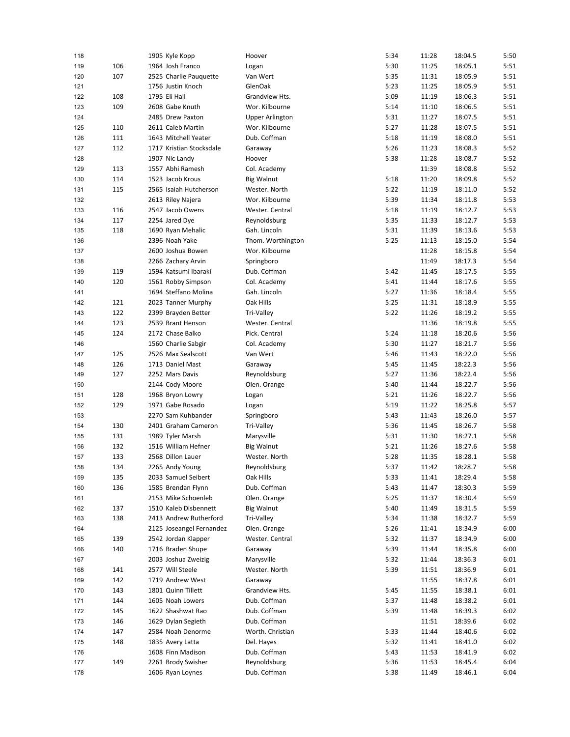| | | | | | | | |
|---|---|---|---|---|---|---|---|
| 118 | | 1905 Kyle Kopp | Hoover | 5:34 | 11:28 | 18:04.5 | 5:50 |
| 119 | 106 | 1964 Josh Franco | Logan | 5:30 | 11:25 | 18:05.1 | 5:51 |
| 120 | 107 | 2525 Charlie Pauquette | Van Wert | 5:35 | 11:31 | 18:05.9 | 5:51 |
| 121 | | 1756 Justin Knoch | GlenOak | 5:23 | 11:25 | 18:05.9 | 5:51 |
| 122 | 108 | 1795 Eli Hall | Grandview Hts. | 5:09 | 11:19 | 18:06.3 | 5:51 |
| 123 | 109 | 2608 Gabe Knuth | Wor. Kilbourne | 5:14 | 11:10 | 18:06.5 | 5:51 |
| 124 | | 2485 Drew Paxton | Upper Arlington | 5:31 | 11:27 | 18:07.5 | 5:51 |
| 125 | 110 | 2611 Caleb Martin | Wor. Kilbourne | 5:27 | 11:28 | 18:07.5 | 5:51 |
| 126 | 111 | 1643 Mitchell Yeater | Dub. Coffman | 5:18 | 11:19 | 18:08.0 | 5:51 |
| 127 | 112 | 1717 Kristian Stocksdale | Garaway | 5:26 | 11:23 | 18:08.3 | 5:52 |
| 128 | | 1907 Nic Landy | Hoover | 5:38 | 11:28 | 18:08.7 | 5:52 |
| 129 | 113 | 1557 Abhi Ramesh | Col. Academy | | 11:39 | 18:08.8 | 5:52 |
| 130 | 114 | 1523 Jacob Krous | Big Walnut | 5:18 | 11:20 | 18:09.8 | 5:52 |
| 131 | 115 | 2565 Isaiah Hutcherson | Wester. North | 5:22 | 11:19 | 18:11.0 | 5:52 |
| 132 | | 2613 Riley Najera | Wor. Kilbourne | 5:39 | 11:34 | 18:11.8 | 5:53 |
| 133 | 116 | 2547 Jacob Owens | Wester. Central | 5:18 | 11:19 | 18:12.7 | 5:53 |
| 134 | 117 | 2254 Jared Dye | Reynoldsburg | 5:35 | 11:33 | 18:12.7 | 5:53 |
| 135 | 118 | 1690 Ryan Mehalic | Gah. Lincoln | 5:31 | 11:39 | 18:13.6 | 5:53 |
| 136 | | 2396 Noah Yake | Thom. Worthington | 5:25 | 11:13 | 18:15.0 | 5:54 |
| 137 | | 2600 Joshua Bowen | Wor. Kilbourne | | 11:28 | 18:15.8 | 5:54 |
| 138 | | 2266 Zachary Arvin | Springboro | | 11:49 | 18:17.3 | 5:54 |
| 139 | 119 | 1594 Katsumi Ibaraki | Dub. Coffman | 5:42 | 11:45 | 18:17.5 | 5:55 |
| 140 | 120 | 1561 Robby Simpson | Col. Academy | 5:41 | 11:44 | 18:17.6 | 5:55 |
| 141 | | 1694 Steffano Molina | Gah. Lincoln | 5:27 | 11:36 | 18:18.4 | 5:55 |
| 142 | 121 | 2023 Tanner Murphy | Oak Hills | 5:25 | 11:31 | 18:18.9 | 5:55 |
| 143 | 122 | 2399 Brayden Better | Tri-Valley | 5:22 | 11:26 | 18:19.2 | 5:55 |
| 144 | 123 | 2539 Brant Henson | Wester. Central | | 11:36 | 18:19.8 | 5:55 |
| 145 | 124 | 2172 Chase Balko | Pick. Central | 5:24 | 11:18 | 18:20.6 | 5:56 |
| 146 | | 1560 Charlie Sabgir | Col. Academy | 5:30 | 11:27 | 18:21.7 | 5:56 |
| 147 | 125 | 2526 Max Sealscott | Van Wert | 5:46 | 11:43 | 18:22.0 | 5:56 |
| 148 | 126 | 1713 Daniel Mast | Garaway | 5:45 | 11:45 | 18:22.3 | 5:56 |
| 149 | 127 | 2252 Mars Davis | Reynoldsburg | 5:27 | 11:36 | 18:22.4 | 5:56 |
| 150 | | 2144 Cody Moore | Olen. Orange | 5:40 | 11:44 | 18:22.7 | 5:56 |
| 151 | 128 | 1968 Bryon Lowry | Logan | 5:21 | 11:26 | 18:22.7 | 5:56 |
| 152 | 129 | 1971 Gabe Rosado | Logan | 5:19 | 11:22 | 18:25.8 | 5:57 |
| 153 | | 2270 Sam Kuhbander | Springboro | 5:43 | 11:43 | 18:26.0 | 5:57 |
| 154 | 130 | 2401 Graham Cameron | Tri-Valley | 5:36 | 11:45 | 18:26.7 | 5:58 |
| 155 | 131 | 1989 Tyler Marsh | Marysville | 5:31 | 11:30 | 18:27.1 | 5:58 |
| 156 | 132 | 1516 William Hefner | Big Walnut | 5:21 | 11:26 | 18:27.6 | 5:58 |
| 157 | 133 | 2568 Dillon Lauer | Wester. North | 5:28 | 11:35 | 18:28.1 | 5:58 |
| 158 | 134 | 2265 Andy Young | Reynoldsburg | 5:37 | 11:42 | 18:28.7 | 5:58 |
| 159 | 135 | 2033 Samuel Seibert | Oak Hills | 5:33 | 11:41 | 18:29.4 | 5:58 |
| 160 | 136 | 1585 Brendan Flynn | Dub. Coffman | 5:43 | 11:47 | 18:30.3 | 5:59 |
| 161 | | 2153 Mike Schoenleb | Olen. Orange | 5:25 | 11:37 | 18:30.4 | 5:59 |
| 162 | 137 | 1510 Kaleb Disbennett | Big Walnut | 5:40 | 11:49 | 18:31.5 | 5:59 |
| 163 | 138 | 2413 Andrew Rutherford | Tri-Valley | 5:34 | 11:38 | 18:32.7 | 5:59 |
| 164 | | 2125 Joseangel Fernandez | Olen. Orange | 5:26 | 11:41 | 18:34.9 | 6:00 |
| 165 | 139 | 2542 Jordan Klapper | Wester. Central | 5:32 | 11:37 | 18:34.9 | 6:00 |
| 166 | 140 | 1716 Braden Shupe | Garaway | 5:39 | 11:44 | 18:35.8 | 6:00 |
| 167 | | 2003 Joshua Zweizig | Marysville | 5:32 | 11:44 | 18:36.3 | 6:01 |
| 168 | 141 | 2577 Will Steele | Wester. North | 5:39 | 11:51 | 18:36.9 | 6:01 |
| 169 | 142 | 1719 Andrew West | Garaway | | 11:55 | 18:37.8 | 6:01 |
| 170 | 143 | 1801 Quinn Tillett | Grandview Hts. | 5:45 | 11:55 | 18:38.1 | 6:01 |
| 171 | 144 | 1605 Noah Lowers | Dub. Coffman | 5:37 | 11:48 | 18:38.2 | 6:01 |
| 172 | 145 | 1622 Shashwat Rao | Dub. Coffman | 5:39 | 11:48 | 18:39.3 | 6:02 |
| 173 | 146 | 1629 Dylan Segieth | Dub. Coffman | | 11:51 | 18:39.6 | 6:02 |
| 174 | 147 | 2584 Noah Denorme | Worth. Christian | 5:33 | 11:44 | 18:40.6 | 6:02 |
| 175 | 148 | 1835 Avery Latta | Del. Hayes | 5:32 | 11:41 | 18:41.0 | 6:02 |
| 176 | | 1608 Finn Madison | Dub. Coffman | 5:43 | 11:53 | 18:41.9 | 6:02 |
| 177 | 149 | 2261 Brody Swisher | Reynoldsburg | 5:36 | 11:53 | 18:45.4 | 6:04 |
| 178 | | 1606 Ryan Loynes | Dub. Coffman | 5:38 | 11:49 | 18:46.1 | 6:04 |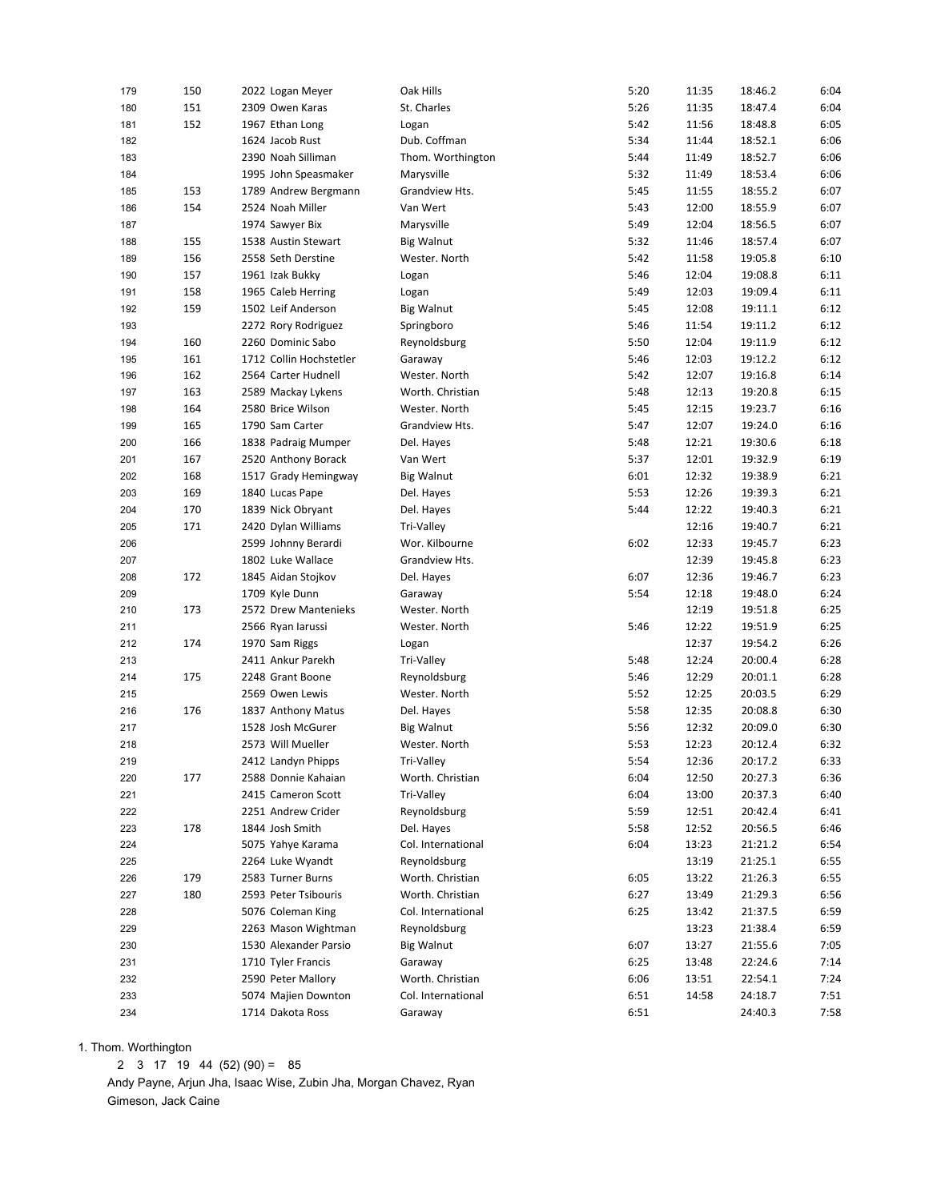| | | | | | | | |
|---|---|---|---|---|---|---|---|
| 179 | 150 | 2022 Logan Meyer | Oak Hills | 5:20 | 11:35 | 18:46.2 | 6:04 |
| 180 | 151 | 2309 Owen Karas | St. Charles | 5:26 | 11:35 | 18:47.4 | 6:04 |
| 181 | 152 | 1967 Ethan Long | Logan | 5:42 | 11:56 | 18:48.8 | 6:05 |
| 182 | | 1624 Jacob Rust | Dub. Coffman | 5:34 | 11:44 | 18:52.1 | 6:06 |
| 183 | | 2390 Noah Silliman | Thom. Worthington | 5:44 | 11:49 | 18:52.7 | 6:06 |
| 184 | | 1995 John Speasmaker | Marysville | 5:32 | 11:49 | 18:53.4 | 6:06 |
| 185 | 153 | 1789 Andrew Bergmann | Grandview Hts. | 5:45 | 11:55 | 18:55.2 | 6:07 |
| 186 | 154 | 2524 Noah Miller | Van Wert | 5:43 | 12:00 | 18:55.9 | 6:07 |
| 187 | | 1974 Sawyer Bix | Marysville | 5:49 | 12:04 | 18:56.5 | 6:07 |
| 188 | 155 | 1538 Austin Stewart | Big Walnut | 5:32 | 11:46 | 18:57.4 | 6:07 |
| 189 | 156 | 2558 Seth Derstine | Wester. North | 5:42 | 11:58 | 19:05.8 | 6:10 |
| 190 | 157 | 1961 Izak Bukky | Logan | 5:46 | 12:04 | 19:08.8 | 6:11 |
| 191 | 158 | 1965 Caleb Herring | Logan | 5:49 | 12:03 | 19:09.4 | 6:11 |
| 192 | 159 | 1502 Leif Anderson | Big Walnut | 5:45 | 12:08 | 19:11.1 | 6:12 |
| 193 | | 2272 Rory Rodriguez | Springboro | 5:46 | 11:54 | 19:11.2 | 6:12 |
| 194 | 160 | 2260 Dominic Sabo | Reynoldsburg | 5:50 | 12:04 | 19:11.9 | 6:12 |
| 195 | 161 | 1712 Collin Hochstetler | Garaway | 5:46 | 12:03 | 19:12.2 | 6:12 |
| 196 | 162 | 2564 Carter Hudnell | Wester. North | 5:42 | 12:07 | 19:16.8 | 6:14 |
| 197 | 163 | 2589 Mackay Lykens | Worth. Christian | 5:48 | 12:13 | 19:20.8 | 6:15 |
| 198 | 164 | 2580 Brice Wilson | Wester. North | 5:45 | 12:15 | 19:23.7 | 6:16 |
| 199 | 165 | 1790 Sam Carter | Grandview Hts. | 5:47 | 12:07 | 19:24.0 | 6:16 |
| 200 | 166 | 1838 Padraig Mumper | Del. Hayes | 5:48 | 12:21 | 19:30.6 | 6:18 |
| 201 | 167 | 2520 Anthony Borack | Van Wert | 5:37 | 12:01 | 19:32.9 | 6:19 |
| 202 | 168 | 1517 Grady Hemingway | Big Walnut | 6:01 | 12:32 | 19:38.9 | 6:21 |
| 203 | 169 | 1840 Lucas Pape | Del. Hayes | 5:53 | 12:26 | 19:39.3 | 6:21 |
| 204 | 170 | 1839 Nick Obryant | Del. Hayes | 5:44 | 12:22 | 19:40.3 | 6:21 |
| 205 | 171 | 2420 Dylan Williams | Tri-Valley | | 12:16 | 19:40.7 | 6:21 |
| 206 | | 2599 Johnny Berardi | Wor. Kilbourne | 6:02 | 12:33 | 19:45.7 | 6:23 |
| 207 | | 1802 Luke Wallace | Grandview Hts. | | 12:39 | 19:45.8 | 6:23 |
| 208 | 172 | 1845 Aidan Stojkov | Del. Hayes | 6:07 | 12:36 | 19:46.7 | 6:23 |
| 209 | | 1709 Kyle Dunn | Garaway | 5:54 | 12:18 | 19:48.0 | 6:24 |
| 210 | 173 | 2572 Drew Mantenieks | Wester. North | | 12:19 | 19:51.8 | 6:25 |
| 211 | | 2566 Ryan Iarussi | Wester. North | 5:46 | 12:22 | 19:51.9 | 6:25 |
| 212 | 174 | 1970 Sam Riggs | Logan | | 12:37 | 19:54.2 | 6:26 |
| 213 | | 2411 Ankur Parekh | Tri-Valley | 5:48 | 12:24 | 20:00.4 | 6:28 |
| 214 | 175 | 2248 Grant Boone | Reynoldsburg | 5:46 | 12:29 | 20:01.1 | 6:28 |
| 215 | | 2569 Owen Lewis | Wester. North | 5:52 | 12:25 | 20:03.5 | 6:29 |
| 216 | 176 | 1837 Anthony Matus | Del. Hayes | 5:58 | 12:35 | 20:08.8 | 6:30 |
| 217 | | 1528 Josh McGurer | Big Walnut | 5:56 | 12:32 | 20:09.0 | 6:30 |
| 218 | | 2573 Will Mueller | Wester. North | 5:53 | 12:23 | 20:12.4 | 6:32 |
| 219 | | 2412 Landyn Phipps | Tri-Valley | 5:54 | 12:36 | 20:17.2 | 6:33 |
| 220 | 177 | 2588 Donnie Kahaian | Worth. Christian | 6:04 | 12:50 | 20:27.3 | 6:36 |
| 221 | | 2415 Cameron Scott | Tri-Valley | 6:04 | 13:00 | 20:37.3 | 6:40 |
| 222 | | 2251 Andrew Crider | Reynoldsburg | 5:59 | 12:51 | 20:42.4 | 6:41 |
| 223 | 178 | 1844 Josh Smith | Del. Hayes | 5:58 | 12:52 | 20:56.5 | 6:46 |
| 224 | | 5075 Yahye Karama | Col. International | 6:04 | 13:23 | 21:21.2 | 6:54 |
| 225 | | 2264 Luke Wyandt | Reynoldsburg | | 13:19 | 21:25.1 | 6:55 |
| 226 | 179 | 2583 Turner Burns | Worth. Christian | 6:05 | 13:22 | 21:26.3 | 6:55 |
| 227 | 180 | 2593 Peter Tsibouris | Worth. Christian | 6:27 | 13:49 | 21:29.3 | 6:56 |
| 228 | | 5076 Coleman King | Col. International | 6:25 | 13:42 | 21:37.5 | 6:59 |
| 229 | | 2263 Mason Wightman | Reynoldsburg | | 13:23 | 21:38.4 | 6:59 |
| 230 | | 1530 Alexander Parsio | Big Walnut | 6:07 | 13:27 | 21:55.6 | 7:05 |
| 231 | | 1710 Tyler Francis | Garaway | 6:25 | 13:48 | 22:24.6 | 7:14 |
| 232 | | 2590 Peter Mallory | Worth. Christian | 6:06 | 13:51 | 22:54.1 | 7:24 |
| 233 | | 5074 Majien Downton | Col. International | 6:51 | 14:58 | 24:18.7 | 7:51 |
| 234 | | 1714 Dakota Ross | Garaway | 6:51 | | 24:40.3 | 7:58 |

1. Thom. Worthington

   2 3 17 19 44 (52) (90) = 85

   Andy Payne, Arjun Jha, Isaac Wise, Zubin Jha, Morgan Chavez, Ryan Gimeson, Jack Caine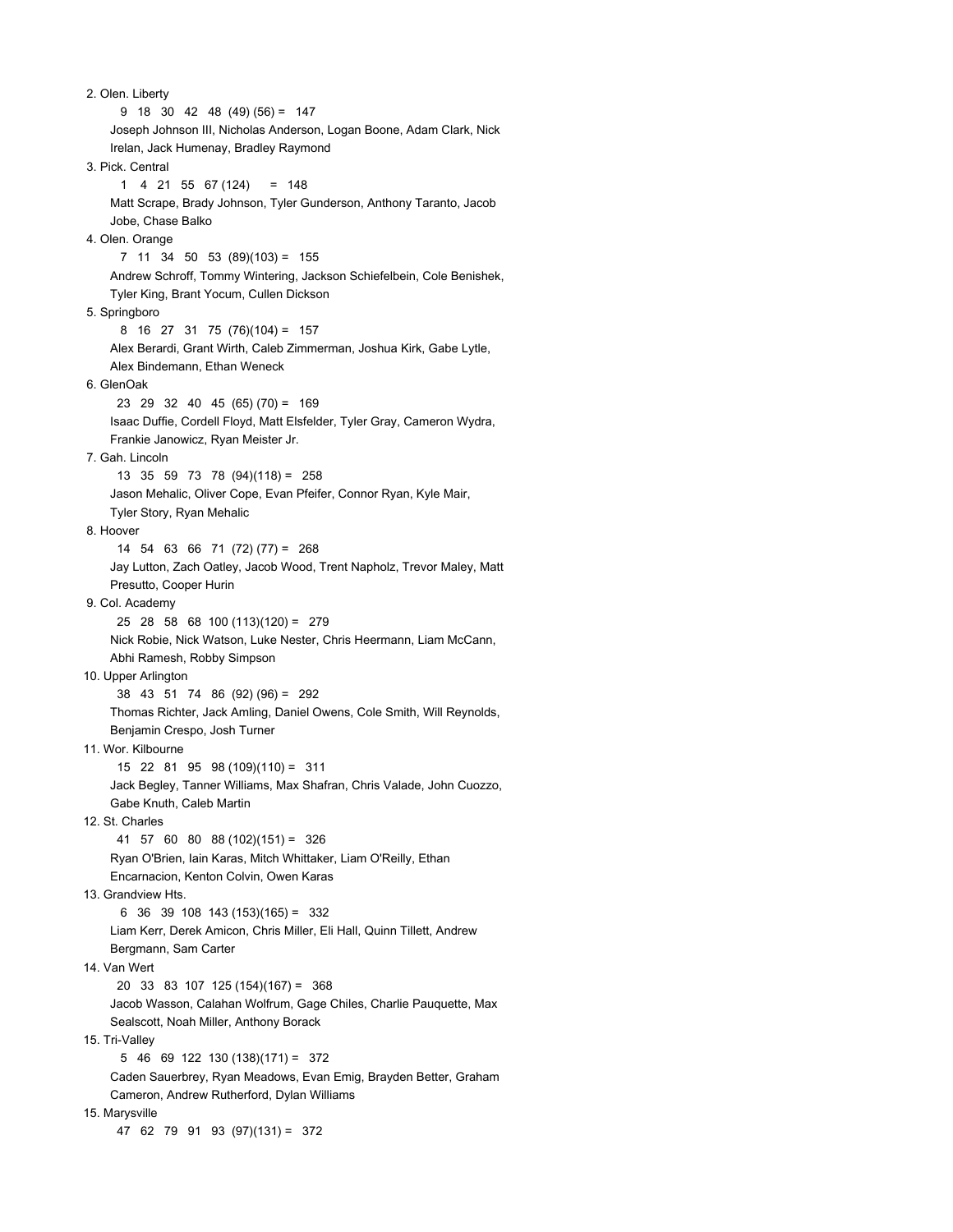2. Olen. Liberty

9 18 30 42 48 (49) (56) = 147

Joseph Johnson III, Nicholas Anderson, Logan Boone, Adam Clark, Nick Irelan, Jack Humenay, Bradley Raymond

3. Pick. Central

1 4 21 55 67 (124) = 148

Matt Scrape, Brady Johnson, Tyler Gunderson, Anthony Taranto, Jacob Jobe, Chase Balko

4. Olen. Orange

7 11 34 50 53 (89)(103) = 155

Andrew Schroff, Tommy Wintering, Jackson Schiefelbein, Cole Benishek, Tyler King, Brant Yocum, Cullen Dickson

5. Springboro

8 16 27 31 75 (76)(104) = 157

Alex Berardi, Grant Wirth, Caleb Zimmerman, Joshua Kirk, Gabe Lytle, Alex Bindemann, Ethan Weneck

6. GlenOak

23 29 32 40 45 (65) (70) = 169

Isaac Duffie, Cordell Floyd, Matt Elsfelder, Tyler Gray, Cameron Wydra, Frankie Janowicz, Ryan Meister Jr.

7. Gah. Lincoln

13 35 59 73 78 (94)(118) = 258

Jason Mehalic, Oliver Cope, Evan Pfeifer, Connor Ryan, Kyle Mair, Tyler Story, Ryan Mehalic

8. Hoover

14 54 63 66 71 (72) (77) = 268

Jay Lutton, Zach Oatley, Jacob Wood, Trent Napholz, Trevor Maley, Matt Presutto, Cooper Hurin

9. Col. Academy

25 28 58 68 100 (113)(120) = 279

Nick Robie, Nick Watson, Luke Nester, Chris Heermann, Liam McCann, Abhi Ramesh, Robby Simpson

10. Upper Arlington

38 43 51 74 86 (92) (96) = 292

Thomas Richter, Jack Amling, Daniel Owens, Cole Smith, Will Reynolds, Benjamin Crespo, Josh Turner

11. Wor. Kilbourne

15 22 81 95 98 (109)(110) = 311

Jack Begley, Tanner Williams, Max Shafran, Chris Valade, John Cuozzo, Gabe Knuth, Caleb Martin

12. St. Charles

41 57 60 80 88 (102)(151) = 326

Ryan O'Brien, Iain Karas, Mitch Whittaker, Liam O'Reilly, Ethan Encarnacion, Kenton Colvin, Owen Karas

13. Grandview Hts.

6 36 39 108 143 (153)(165) = 332

Liam Kerr, Derek Amicon, Chris Miller, Eli Hall, Quinn Tillett, Andrew Bergmann, Sam Carter

14. Van Wert

20 33 83 107 125 (154)(167) = 368

Jacob Wasson, Calahan Wolfrum, Gage Chiles, Charlie Pauquette, Max Sealscott, Noah Miller, Anthony Borack

15. Tri-Valley

5 46 69 122 130 (138)(171) = 372

Caden Sauerbrey, Ryan Meadows, Evan Emig, Brayden Better, Graham Cameron, Andrew Rutherford, Dylan Williams

15. Marysville

47 62 79 91 93 (97)(131) = 372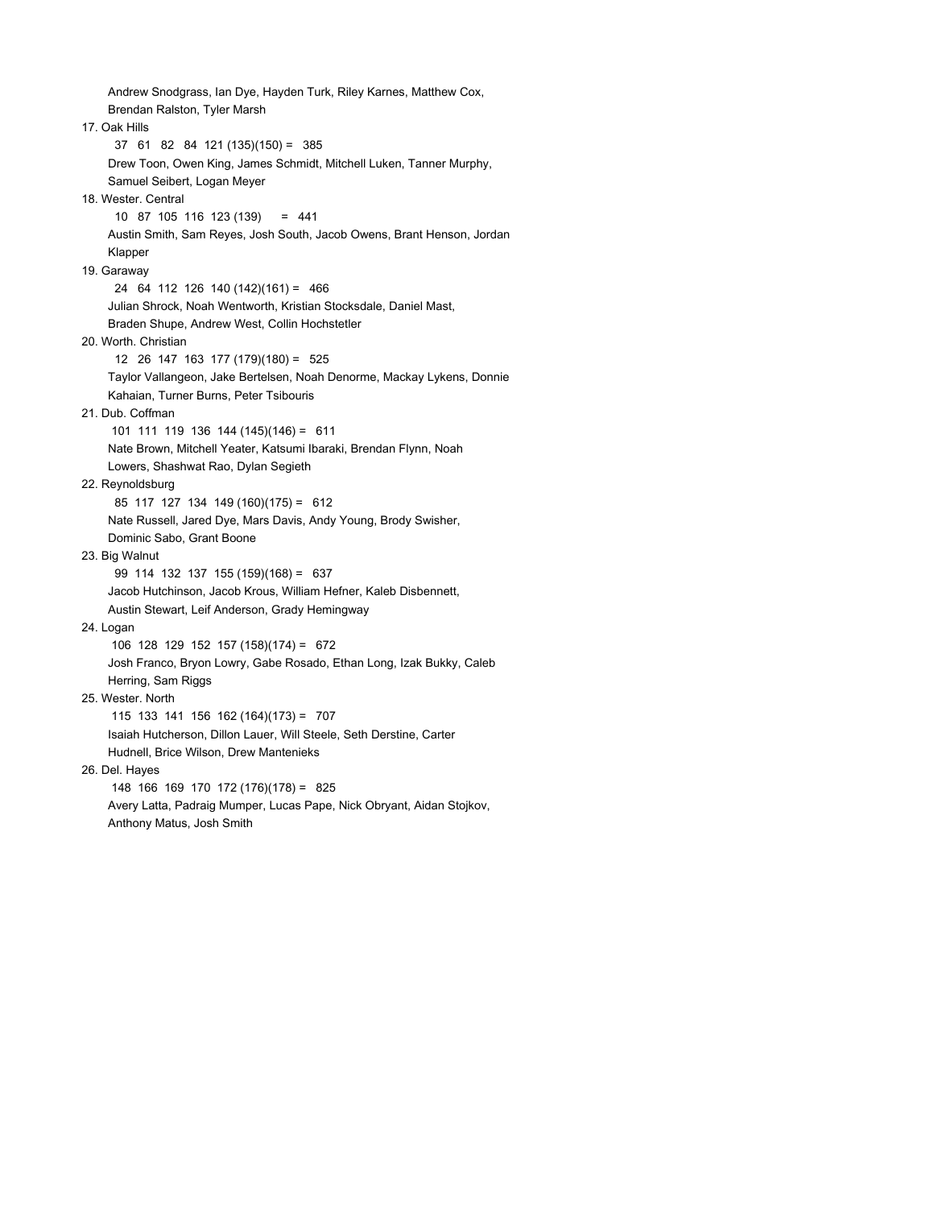Andrew Snodgrass, Ian Dye, Hayden Turk, Riley Karnes, Matthew Cox, Brendan Ralston, Tyler Marsh

17. Oak Hills

    37 61 82 84 121 (135)(150) = 385

    Drew Toon, Owen King, James Schmidt, Mitchell Luken, Tanner Murphy, Samuel Seibert, Logan Meyer

18. Wester. Central

    10 87 105 116 123 (139) = 441

    Austin Smith, Sam Reyes, Josh South, Jacob Owens, Brant Henson, Jordan Klapper

19. Garaway

    24 64 112 126 140 (142)(161) = 466

    Julian Shrock, Noah Wentworth, Kristian Stocksdale, Daniel Mast, Braden Shupe, Andrew West, Collin Hochstetler

20. Worth. Christian

    12 26 147 163 177 (179)(180) = 525

    Taylor Vallangeon, Jake Bertelsen, Noah Denorme, Mackay Lykens, Donnie Kahaian, Turner Burns, Peter Tsibouris

21. Dub. Coffman

    101 111 119 136 144 (145)(146) = 611

    Nate Brown, Mitchell Yeater, Katsumi Ibaraki, Brendan Flynn, Noah Lowers, Shashwat Rao, Dylan Segieth

22. Reynoldsburg

    85 117 127 134 149 (160)(175) = 612

    Nate Russell, Jared Dye, Mars Davis, Andy Young, Brody Swisher, Dominic Sabo, Grant Boone

23. Big Walnut

    99 114 132 137 155 (159)(168) = 637

    Jacob Hutchinson, Jacob Krous, William Hefner, Kaleb Disbennett, Austin Stewart, Leif Anderson, Grady Hemingway

24. Logan

    106 128 129 152 157 (158)(174) = 672

    Josh Franco, Bryon Lowry, Gabe Rosado, Ethan Long, Izak Bukky, Caleb Herring, Sam Riggs

25. Wester. North

    115 133 141 156 162 (164)(173) = 707

    Isaiah Hutcherson, Dillon Lauer, Will Steele, Seth Derstine, Carter Hudnell, Brice Wilson, Drew Mantenieks

26. Del. Hayes

    148 166 169 170 172 (176)(178) = 825

    Avery Latta, Padraig Mumper, Lucas Pape, Nick Obryant, Aidan Stojkov, Anthony Matus, Josh Smith